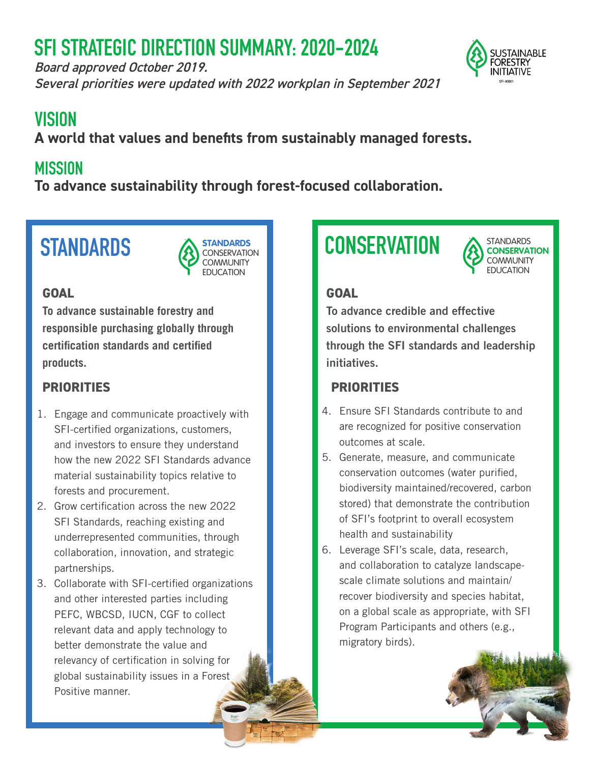# SFI STRATEGIC DIRECTION SUMMARY: 2020–2024

*Board approved October 2019.*
*Several priorities were updated with 2022 workplan in September 2021*

## VISION

**A world that values and benefits from sustainably managed forests.**

## MISSION

**To advance sustainability through forest-focused collaboration.**

## STANDARDS

### GOAL

**To advance sustainable forestry and responsible purchasing globally through certification standards and certified products.**

### PRIORITIES

1. Engage and communicate proactively with SFI-certified organizations, customers, and investors to ensure they understand how the new 2022 SFI Standards advance material sustainability topics relative to forests and procurement.
2. Grow certification across the new 2022 SFI Standards, reaching existing and underrepresented communities, through collaboration, innovation, and strategic partnerships.
3. Collaborate with SFI-certified organizations and other interested parties including PEFC, WBCSD, IUCN, CGF to collect relevant data and apply technology to better demonstrate the value and relevancy of certification in solving for global sustainability issues in a Forest Positive manner.

## CONSERVATION

### GOAL

**To advance credible and effective solutions to environmental challenges through the SFI standards and leadership initiatives.**

### PRIORITIES

4. Ensure SFI Standards contribute to and are recognized for positive conservation outcomes at scale.
5. Generate, measure, and communicate conservation outcomes (water purified, biodiversity maintained/recovered, carbon stored) that demonstrate the contribution of SFI's footprint to overall ecosystem health and sustainability
6. Leverage SFI's scale, data, research, and collaboration to catalyze landscape-scale climate solutions and maintain/recover biodiversity and species habitat, on a global scale as appropriate, with SFI Program Participants and others (e.g., migratory birds).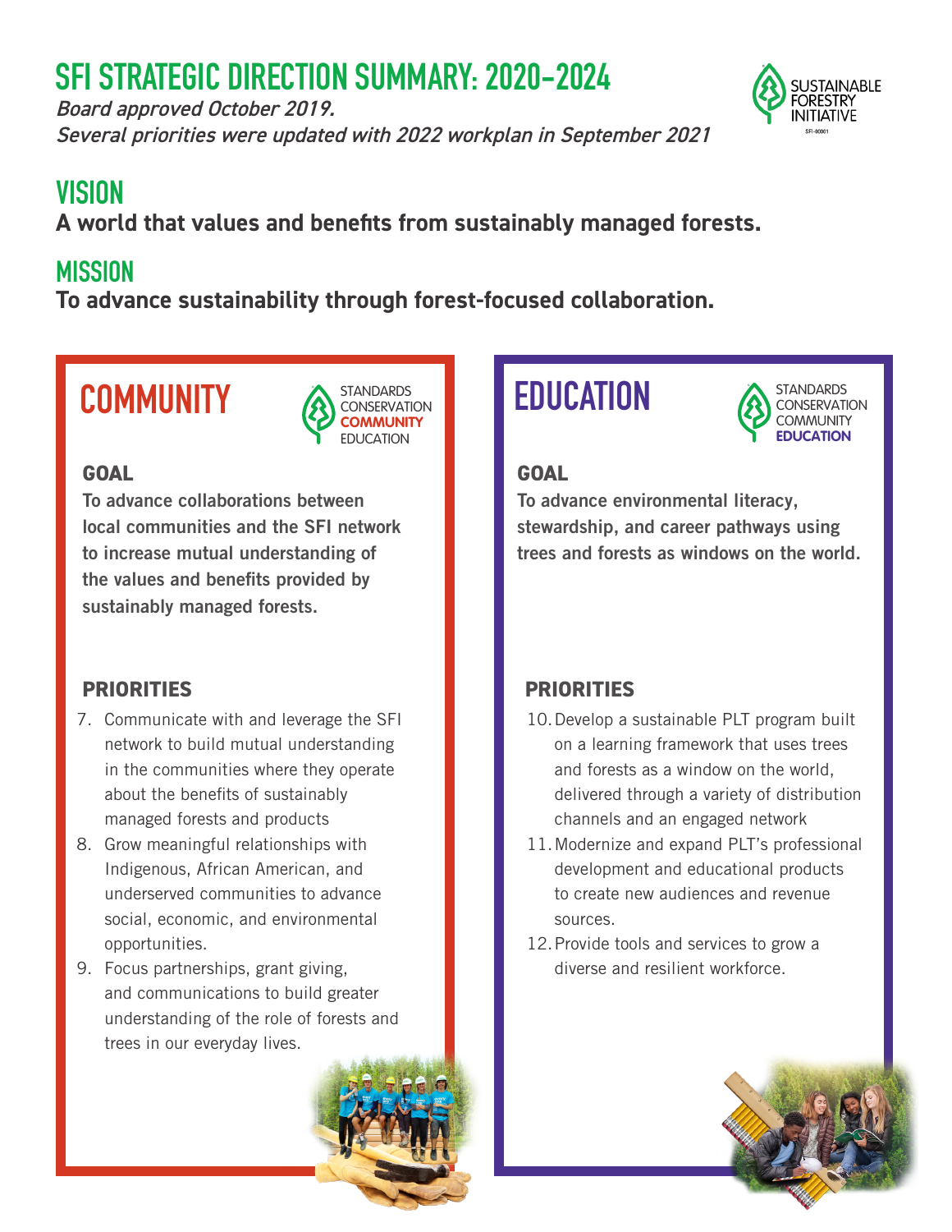# SFI STRATEGIC DIRECTION SUMMARY: 2020–2024

*Board approved October 2019.*
*Several priorities were updated with 2022 workplan in September 2021*

SUSTAINABLE FORESTRY INITIATIVE

## VISION

**A world that values and benefits from sustainably managed forests.**

## MISSION

**To advance sustainability through forest-focused collaboration.**

## COMMUNITY

STANDARDS
CONSERVATION
**COMMUNITY**
EDUCATION

### GOAL

**To advance collaborations between local communities and the SFI network to increase mutual understanding of the values and benefits provided by sustainably managed forests.**

### PRIORITIES

7. Communicate with and leverage the SFI network to build mutual understanding in the communities where they operate about the benefits of sustainably managed forests and products
8. Grow meaningful relationships with Indigenous, African American, and underserved communities to advance social, economic, and environmental opportunities.
9. Focus partnerships, grant giving, and communications to build greater understanding of the role of forests and trees in our everyday lives.

## EDUCATION

STANDARDS
CONSERVATION
COMMUNITY
**EDUCATION**

### GOAL

**To advance environmental literacy, stewardship, and career pathways using trees and forests as windows on the world.**

### PRIORITIES

10. Develop a sustainable PLT program built on a learning framework that uses trees and forests as a window on the world, delivered through a variety of distribution channels and an engaged network
11. Modernize and expand PLT's professional development and educational products to create new audiences and revenue sources.
12. Provide tools and services to grow a diverse and resilient workforce.